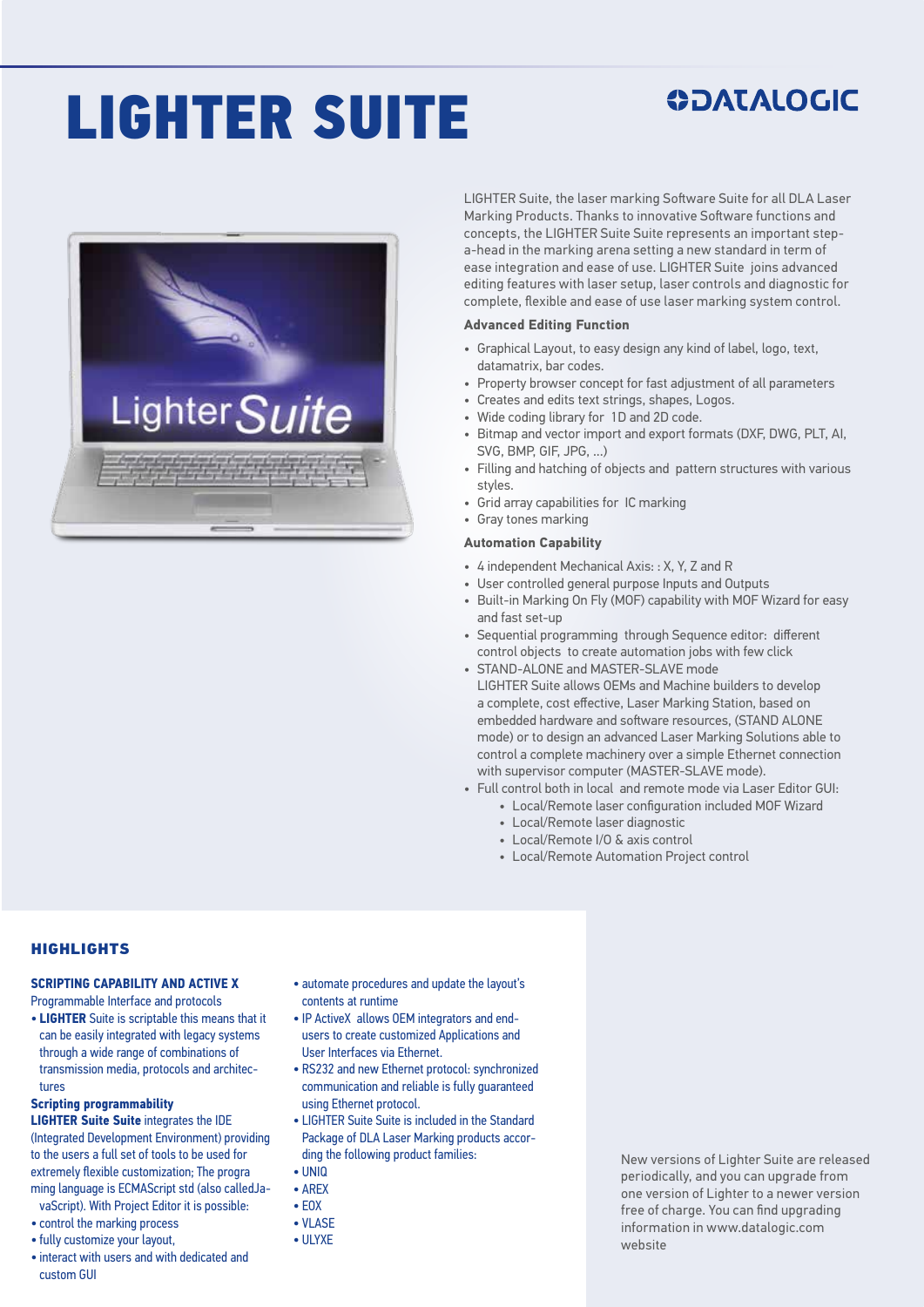# LIGHTER SUITE

DATALOGIC

LIGHTER Suite, the laser marking Software Suite for all DLA Laser Marking Products. Thanks to innovative Software functions and concepts, the LIGHTER Suite Suite represents an important step-a-head in the marking arena setting a new standard in term of ease integration and ease of use. LIGHTER Suite joins advanced editing features with laser setup, laser controls and diagnostic for complete, flexible and ease of use laser marking system control.

**Advanced Editing Function**

- Graphical Layout, to easy design any kind of label, logo, text, datamatrix, bar codes.
- Property browser concept for fast adjustment of all parameters
- Creates and edits text strings, shapes, Logos.
- Wide coding library for 1D and 2D code.
- Bitmap and vector import and export formats (DXF, DWG, PLT, AI, SVG, BMP, GIF, JPG, ...)
- Filling and hatching of objects and pattern structures with various styles.
- Grid array capabilities for IC marking
- Gray tones marking

**Automation Capability**

- 4 independent Mechanical Axis: : X, Y, Z and R
- User controlled general purpose Inputs and Outputs
- Built-in Marking On Fly (MOF) capability with MOF Wizard for easy and fast set-up
- Sequential programming through Sequence editor: different control objects to create automation jobs with few click
- STANDALONE and MASTER-SLAVE mode
  LIGHTER Suite allows OEMs and Machine builders to develop a complete, cost effective, Laser Marking Station, based on embedded hardware and software resources, (STAND ALONE mode) or to design an advanced Laser Marking Solutions able to control a complete machinery over a simple Ethernet connection with supervisor computer (MASTER-SLAVE mode).
- Full control both in local and remote mode via Laser Editor GUI:
  - Local/Remote laser configuration included MOF Wizard
  - Local/Remote laser diagnostic
  - Local/Remote I/O & axis control
  - Local/Remote Automation Project control

## HIGHLIGHTS

**SCRIPTING CAPABILITY AND ACTIVE X**
Programmable Interface and protocols

- **LIGHTER** Suite is scriptable this means that it can be easily integrated with legacy systems through a wide range of combinations of transmission media, protocols and architectures

**Scripting programmability**
**LIGHTER Suite Suite** integrates the IDE (Integrated Development Environment) providing to the users a full set of tools to be used for extremely flexible customization; The programing language is ECMAScript std (also calledJavaScript). With Project Editor it is possible:

- control the marking process
- fully customize your layout,
- interact with users and with dedicated and custom GUI
- automate procedures and update the layout's contents at runtime
- IP ActiveX allows OEM integrators and end-users to create customized Applications and User Interfaces via Ethernet.
- RS232 and new Ethernet protocol: synchronized communication and reliable is fully guaranteed using Ethernet protocol.
- LIGHTER Suite Suite is included in the Standard Package of DLA Laser Marking products according the following product families:
- UNIQ
- AREX
- EOX
- VLASE
- ULYXE

New versions of Lighter Suite are released periodically, and you can upgrade from one version of Lighter to a newer version free of charge. You can find upgrading information in www.datalogic.com website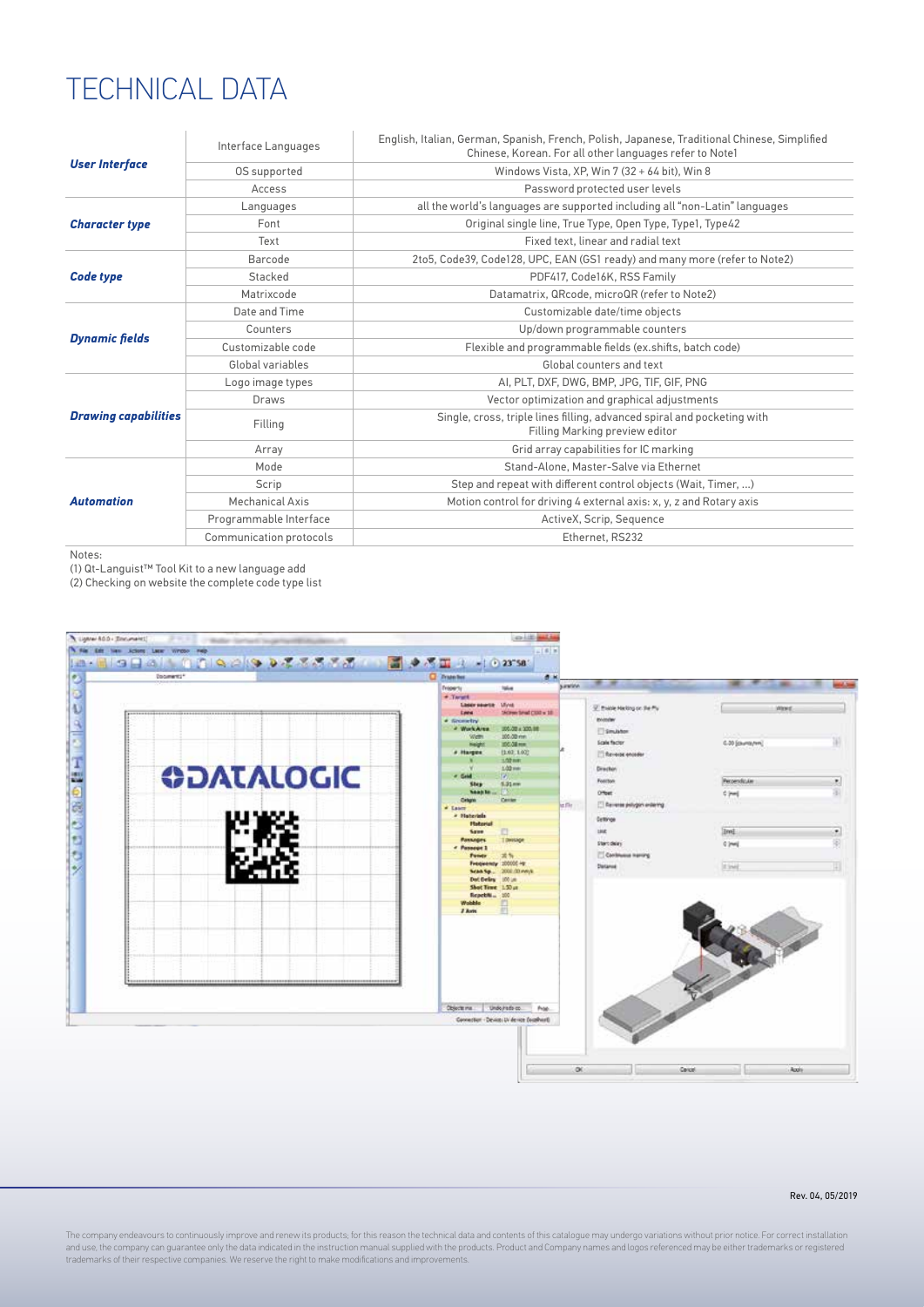# TECHNICAL DATA

| | | |
|---|---|---|
| ***User Interface*** | Interface Languages | English, Italian, German, Spanish, French, Polish, Japanese, Traditional Chinese, Simplified Chinese, Korean. For all other languages refer to Note1 |
| | OS supported | Windows Vista, XP, Win 7 (32 + 64 bit), Win 8 |
| | Access | Password protected user levels |
| ***Character type*** | Languages | all the world's languages are supported including all "non-Latin" languages |
| | Font | Original single line, True Type, Open Type, Type1, Type42 |
| | Text | Fixed text, linear and radial text |
| ***Code type*** | Barcode | 2to5, Code39, Code128, UPC, EAN (GS1 ready) and many more (refer to Note2) |
| | Stacked | PDF417, Code16K, RSS Family |
| | Matrixcode | Datamatrix, QRcode, microQR (refer to Note2) |
| ***Dynamic fields*** | Date and Time | Customizable date/time objects |
| | Counters | Up/down programmable counters |
| | Customizable code | Flexible and programmable fields (ex.shifts, batch code) |
| | Global variables | Global counters and text |
| ***Drawing capabilities*** | Logo image types | AI, PLT, DXF, DWG, BMP, JPG, TIF, GIF, PNG |
| | Draws | Vector optimization and graphical adjustments |
| | Filling | Single, cross, triple lines filling, advanced spiral and pocketing with Filling Marking preview editor |
| | Array | Grid array capabilities for IC marking |
| ***Automation*** | Mode | Stand-Alone, Master-Salve via Ethernet |
| | Scrip | Step and repeat with different control objects (Wait, Timer, ...) |
| | Mechanical Axis | Motion control for driving 4 external axis: x, y, z and Rotary axis |
| | Programmable Interface | ActiveX, Scrip, Sequence |
| | Communication protocols | Ethernet, RS232 |

Notes:
(1) Qt-Languist™ Tool Kit to a new language add
(2) Checking on website the complete code type list

Rev. 04, 05/2019

The company endeavours to continuously improve and renew its products; for this reason the technical data and contents of this catalogue may undergo variations without prior notice. For correct installation and use, the company can guarantee only the data indicated in the instruction manual supplied with the products. Product and Company names and logos referenced may be either trademarks or registered trademarks of their respective companies. We reserve the right to make modifications and improvements.